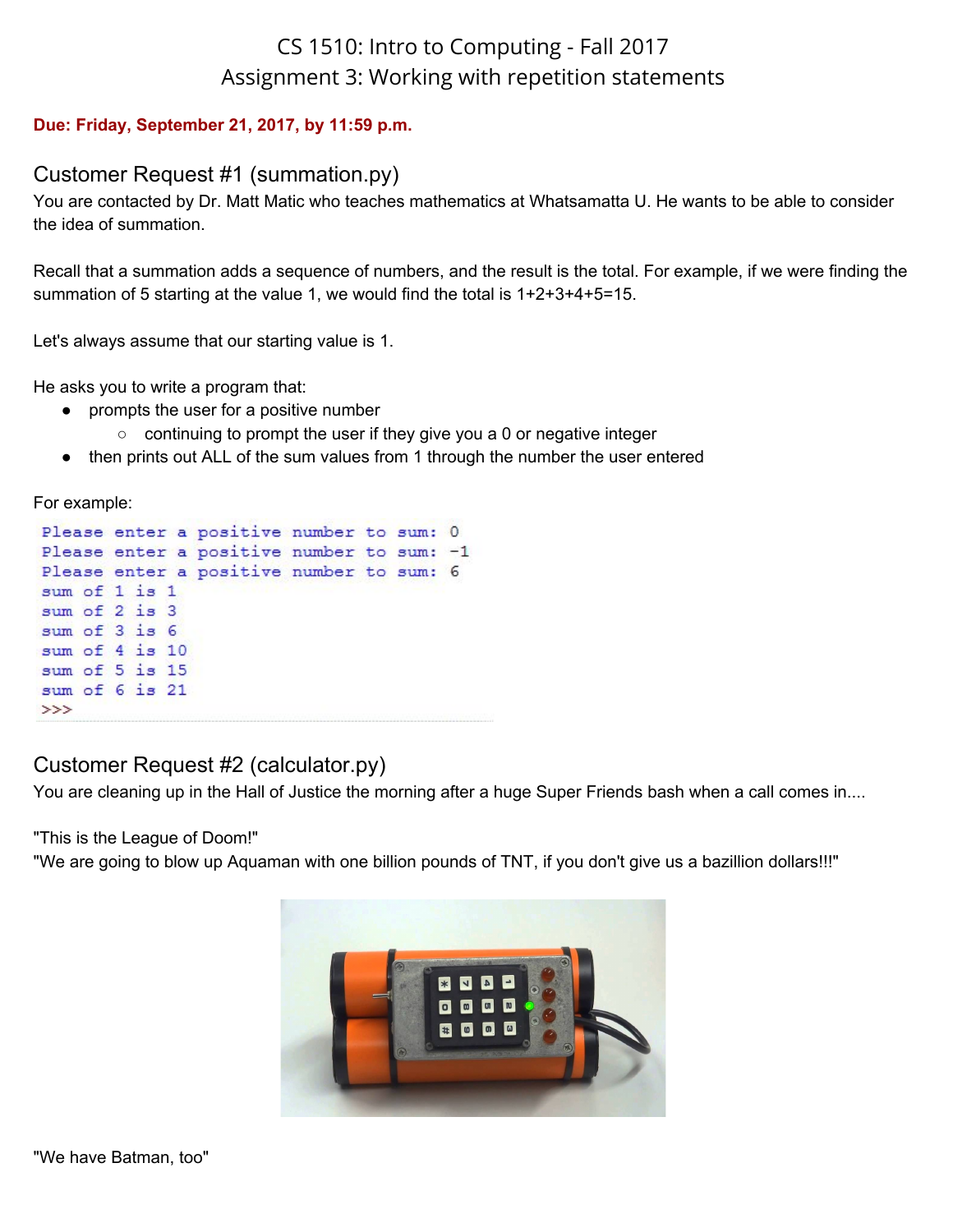# CS 1510: Intro to Computing - Fall 2017
## Assignment 3: Working with repetition statements

**Due: Friday, September 21, 2017, by 11:59 p.m.**

## Customer Request #1 (summation.py)

You are contacted by Dr. Matt Matic who teaches mathematics at Whatsamatta U. He wants to be able to consider the idea of summation.

Recall that a summation adds a sequence of numbers, and the result is the total. For example, if we were finding the summation of 5 starting at the value 1, we would find the total is 1+2+3+4+5=15.

Let's always assume that our starting value is 1.

He asks you to write a program that:

- prompts the user for a positive number
  - continuing to prompt the user if they give you a 0 or negative integer
- then prints out ALL of the sum values from 1 through the number the user entered

For example:

```
Please enter a positive number to sum: 0
Please enter a positive number to sum: -1
Please enter a positive number to sum: 6
sum of 1 is 1
sum of 2 is 3
sum of 3 is 6
sum of 4 is 10
sum of 5 is 15
sum of 6 is 21
>>>
```

## Customer Request #2 (calculator.py)

You are cleaning up in the Hall of Justice the morning after a huge Super Friends bash when a call comes in....

"This is the League of Doom!"
"We are going to blow up Aquaman with one billion pounds of TNT, if you don't give us a bazillion dollars!!!"

"We have Batman, too"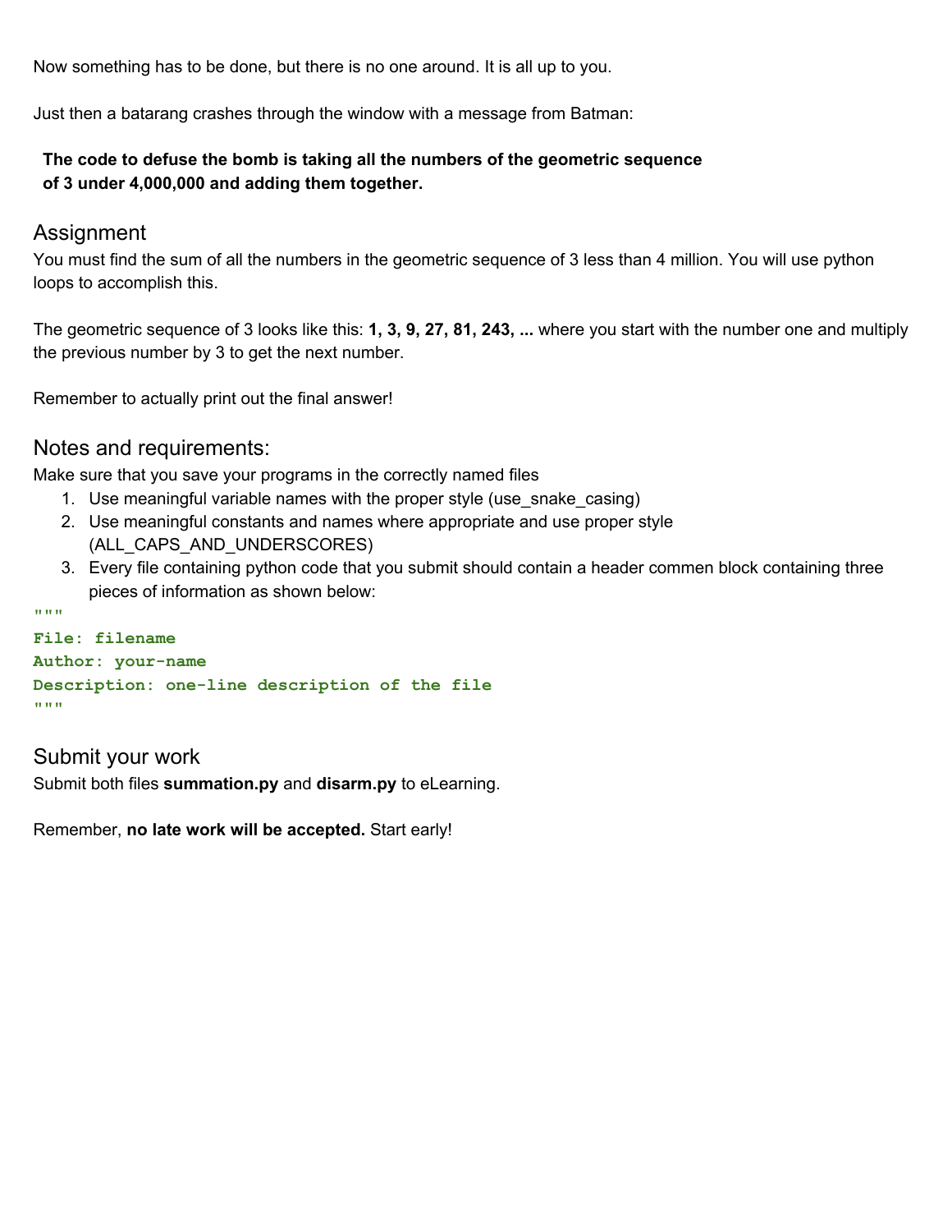Now something has to be done, but there is no one around. It is all up to you.

Just then a batarang crashes through the window with a message from Batman:

> **The code to defuse the bomb is taking all the numbers of the geometric sequence of 3 under 4,000,000 and adding them together.**

## Assignment

You must find the sum of all the numbers in the geometric sequence of 3 less than 4 million. You will use python loops to accomplish this.

The geometric sequence of 3 looks like this: **1, 3, 9, 27, 81, 243, ...** where you start with the number one and multiply the previous number by 3 to get the next number.

Remember to actually print out the final answer!

## Notes and requirements:

Make sure that you save your programs in the correctly named files

1. Use meaningful variable names with the proper style (use_snake_casing)
2. Use meaningful constants and names where appropriate and use proper style (ALL_CAPS_AND_UNDERSCORES)
3. Every file containing python code that you submit should contain a header commen block containing three pieces of information as shown below:

```
"""
File: filename
Author: your-name
Description: one-line description of the file
"""
```

## Submit your work

Submit both files **summation.py** and **disarm.py** to eLearning.

Remember, **no late work will be accepted.** Start early!